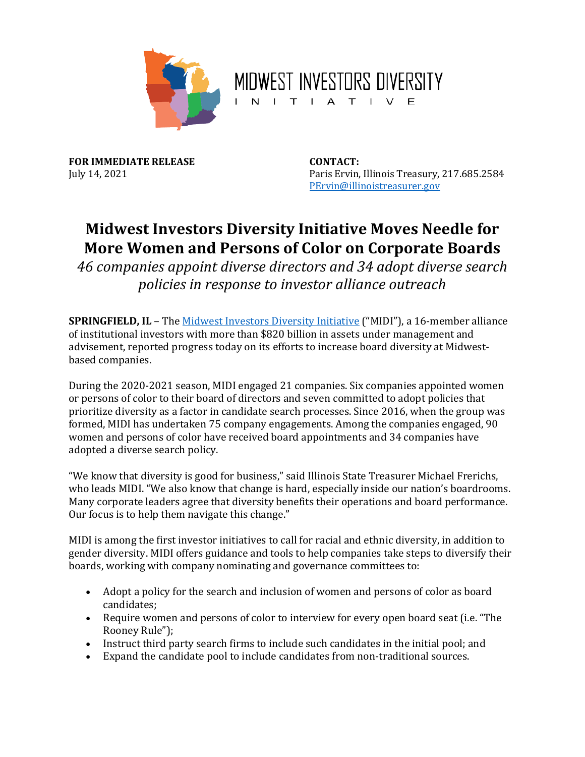MIDWEST INVESTORS DIVERSITY INITIATIVE

**FOR IMMEDIATE RELEASE**
July 14, 2021

**CONTACT:**
Paris Ervin, Illinois Treasury, 217.685.2584
PErvin@illinoistreasurer.gov

# Midwest Investors Diversity Initiative Moves Needle for More Women and Persons of Color on Corporate Boards

*46 companies appoint diverse directors and 34 adopt diverse search policies in response to investor alliance outreach*

**SPRINGFIELD, IL** – The Midwest Investors Diversity Initiative ("MIDI"), a 16-member alliance of institutional investors with more than $820 billion in assets under management and advisement, reported progress today on its efforts to increase board diversity at Midwest-based companies.

During the 2020-2021 season, MIDI engaged 21 companies. Six companies appointed women or persons of color to their board of directors and seven committed to adopt policies that prioritize diversity as a factor in candidate search processes. Since 2016, when the group was formed, MIDI has undertaken 75 company engagements. Among the companies engaged, 90 women and persons of color have received board appointments and 34 companies have adopted a diverse search policy.

"We know that diversity is good for business," said Illinois State Treasurer Michael Frerichs, who leads MIDI. "We also know that change is hard, especially inside our nation's boardrooms. Many corporate leaders agree that diversity benefits their operations and board performance. Our focus is to help them navigate this change."

MIDI is among the first investor initiatives to call for racial and ethnic diversity, in addition to gender diversity. MIDI offers guidance and tools to help companies take steps to diversify their boards, working with company nominating and governance committees to:

- Adopt a policy for the search and inclusion of women and persons of color as board candidates;
- Require women and persons of color to interview for every open board seat (i.e. "The Rooney Rule");
- Instruct third party search firms to include such candidates in the initial pool; and
- Expand the candidate pool to include candidates from non-traditional sources.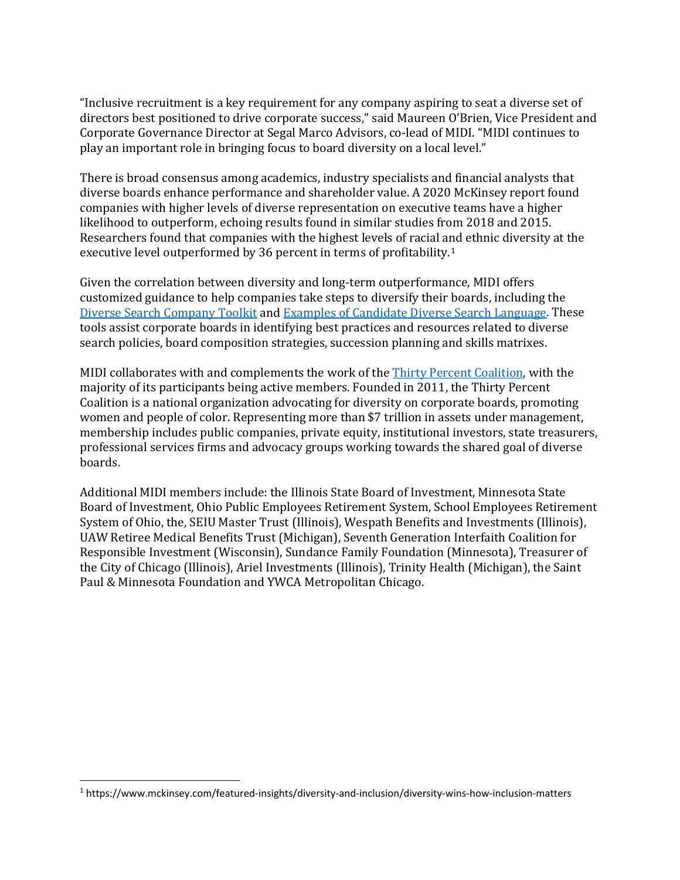"Inclusive recruitment is a key requirement for any company aspiring to seat a diverse set of directors best positioned to drive corporate success," said Maureen O'Brien, Vice President and Corporate Governance Director at Segal Marco Advisors, co-lead of MIDI. "MIDI continues to play an important role in bringing focus to board diversity on a local level."

There is broad consensus among academics, industry specialists and financial analysts that diverse boards enhance performance and shareholder value. A 2020 McKinsey report found companies with higher levels of diverse representation on executive teams have a higher likelihood to outperform, echoing results found in similar studies from 2018 and 2015. Researchers found that companies with the highest levels of racial and ethnic diversity at the executive level outperformed by 36 percent in terms of profitability.[1]

Given the correlation between diversity and long-term outperformance, MIDI offers customized guidance to help companies take steps to diversify their boards, including the Diverse Search Company Toolkit and Examples of Candidate Diverse Search Language. These tools assist corporate boards in identifying best practices and resources related to diverse search policies, board composition strategies, succession planning and skills matrixes.

MIDI collaborates with and complements the work of the Thirty Percent Coalition, with the majority of its participants being active members. Founded in 2011, the Thirty Percent Coalition is a national organization advocating for diversity on corporate boards, promoting women and people of color. Representing more than $7 trillion in assets under management, membership includes public companies, private equity, institutional investors, state treasurers, professional services firms and advocacy groups working towards the shared goal of diverse boards.

Additional MIDI members include: the Illinois State Board of Investment, Minnesota State Board of Investment, Ohio Public Employees Retirement System, School Employees Retirement System of Ohio, the, SEIU Master Trust (Illinois), Wespath Benefits and Investments (Illinois), UAW Retiree Medical Benefits Trust (Michigan), Seventh Generation Interfaith Coalition for Responsible Investment (Wisconsin), Sundance Family Foundation (Minnesota), Treasurer of the City of Chicago (Illinois), Ariel Investments (Illinois), Trinity Health (Michigan), the Saint Paul & Minnesota Foundation and YWCA Metropolitan Chicago.

---

[1] https://www.mckinsey.com/featured-insights/diversity-and-inclusion/diversity-wins-how-inclusion-matters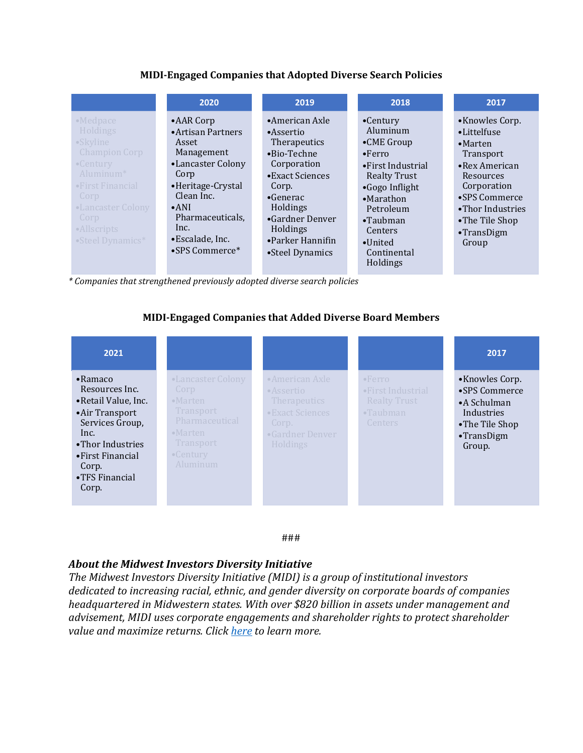**MIDI-Engaged Companies that Adopted Diverse Search Policies**

| | 2020 | 2019 | 2018 | 2017 |
|---|---|---|---|---|
| Medpace Holdings | AAR Corp | American Axle | Century Aluminum | Knowles Corp. |
| Skyline Champion Corp | Artisan Partners Asset Management | Assertio Therapeutics | CME Group | Littelfuse |
| Century Aluminum* | Lancaster Colony Corp | Bio-Techne Corporation | Ferro | Marten Transport |
| First Financial Corp | Heritage-Crystal Clean Inc. | Exact Sciences Corp. | First Industrial Realty Trust | Rex American Resources Corporation |
| Lancaster Colony Corp | ANI Pharmaceuticals, Inc. | Generac Holdings | Gogo Inflight | SPS Commerce |
| Allscripts | Escalade, Inc. | Gardner Denver Holdings | Marathon Petroleum | Thor Industries |
| Steel Dynamics* | SPS Commerce* | Parker Hannifin | Taubman Centers | The Tile Shop |
| | | Steel Dynamics | United Continental Holdings | TransDigm Group |

*\* Companies that strengthened previously adopted diverse search policies*

**MIDI-Engaged Companies that Added Diverse Board Members**

| 2021 | | | | 2017 |
|---|---|---|---|---|
| Ramaco Resources Inc. | Lancaster Colony Corp | American Axle | Ferro | Knowles Corp. |
| Retail Value, Inc. | Marten Transport Pharmaceutical | Assertio Therapeutics | First Industrial Realty Trust | SPS Commerce |
| Air Transport Services Group, Inc. | Marten Transport | Exact Sciences Corp. | Taubman Centers | A Schulman Industries |
| Thor Industries | Century Aluminum | Gardner Denver Holdings | | The Tile Shop |
| First Financial Corp. | | | | TransDigm Group. |
| TFS Financial Corp. | | | | |

###

***About the Midwest Investors Diversity Initiative***

*The Midwest Investors Diversity Initiative (MIDI) is a group of institutional investors dedicated to increasing racial, ethnic, and gender diversity on corporate boards of companies headquartered in Midwestern states. With over $820 billion in assets under management and advisement, MIDI uses corporate engagements and shareholder rights to protect shareholder value and maximize returns. Click [here]() to learn more.*